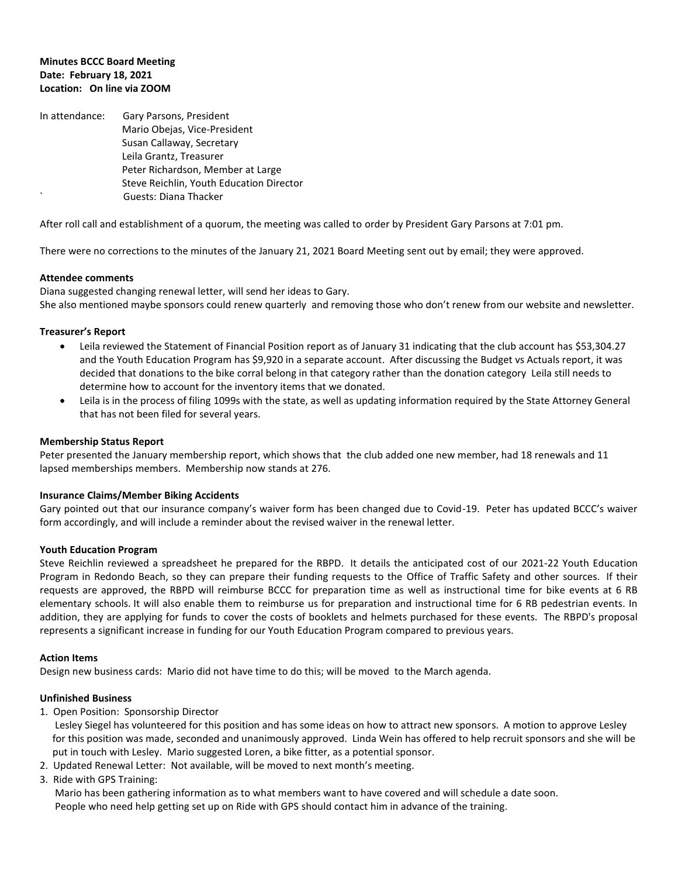**Minutes BCCC Board Meeting**
**Date: February 18, 2021**
**Location: On line via ZOOM**

In attendance: Gary Parsons, President
Mario Obejas, Vice-President
Susan Callaway, Secretary
Leila Grantz, Treasurer
Peter Richardson, Member at Large
Steve Reichlin, Youth Education Director
` Guests: Diana Thacker

After roll call and establishment of a quorum, the meeting was called to order by President Gary Parsons at 7:01 pm.

There were no corrections to the minutes of the January 21, 2021 Board Meeting sent out by email; they were approved.

**Attendee comments**

Diana suggested changing renewal letter, will send her ideas to Gary.
She also mentioned maybe sponsors could renew quarterly and removing those who don't renew from our website and newsletter.

**Treasurer's Report**

- Leila reviewed the Statement of Financial Position report as of January 31 indicating that the club account has $53,304.27 and the Youth Education Program has $9,920 in a separate account. After discussing the Budget vs Actuals report, it was decided that donations to the bike corral belong in that category rather than the donation category Leila still needs to determine how to account for the inventory items that we donated.
- Leila is in the process of filing 1099s with the state, as well as updating information required by the State Attorney General that has not been filed for several years.

**Membership Status Report**

Peter presented the January membership report, which shows that the club added one new member, had 18 renewals and 11 lapsed memberships members. Membership now stands at 276.

**Insurance Claims/Member Biking Accidents**

Gary pointed out that our insurance company's waiver form has been changed due to Covid-19. Peter has updated BCCC's waiver form accordingly, and will include a reminder about the revised waiver in the renewal letter.

**Youth Education Program**

Steve Reichlin reviewed a spreadsheet he prepared for the RBPD. It details the anticipated cost of our 2021-22 Youth Education Program in Redondo Beach, so they can prepare their funding requests to the Office of Traffic Safety and other sources. If their requests are approved, the RBPD will reimburse BCCC for preparation time as well as instructional time for bike events at 6 RB elementary schools. It will also enable them to reimburse us for preparation and instructional time for 6 RB pedestrian events. In addition, they are applying for funds to cover the costs of booklets and helmets purchased for these events. The RBPD's proposal represents a significant increase in funding for our Youth Education Program compared to previous years.

**Action Items**

Design new business cards: Mario did not have time to do this; will be moved to the March agenda.

**Unfinished Business**

1. Open Position: Sponsorship Director
   Lesley Siegel has volunteered for this position and has some ideas on how to attract new sponsors. A motion to approve Lesley for this position was made, seconded and unanimously approved. Linda Wein has offered to help recruit sponsors and she will be put in touch with Lesley. Mario suggested Loren, a bike fitter, as a potential sponsor.
2. Updated Renewal Letter: Not available, will be moved to next month's meeting.
3. Ride with GPS Training:
   Mario has been gathering information as to what members want to have covered and will schedule a date soon.
   People who need help getting set up on Ride with GPS should contact him in advance of the training.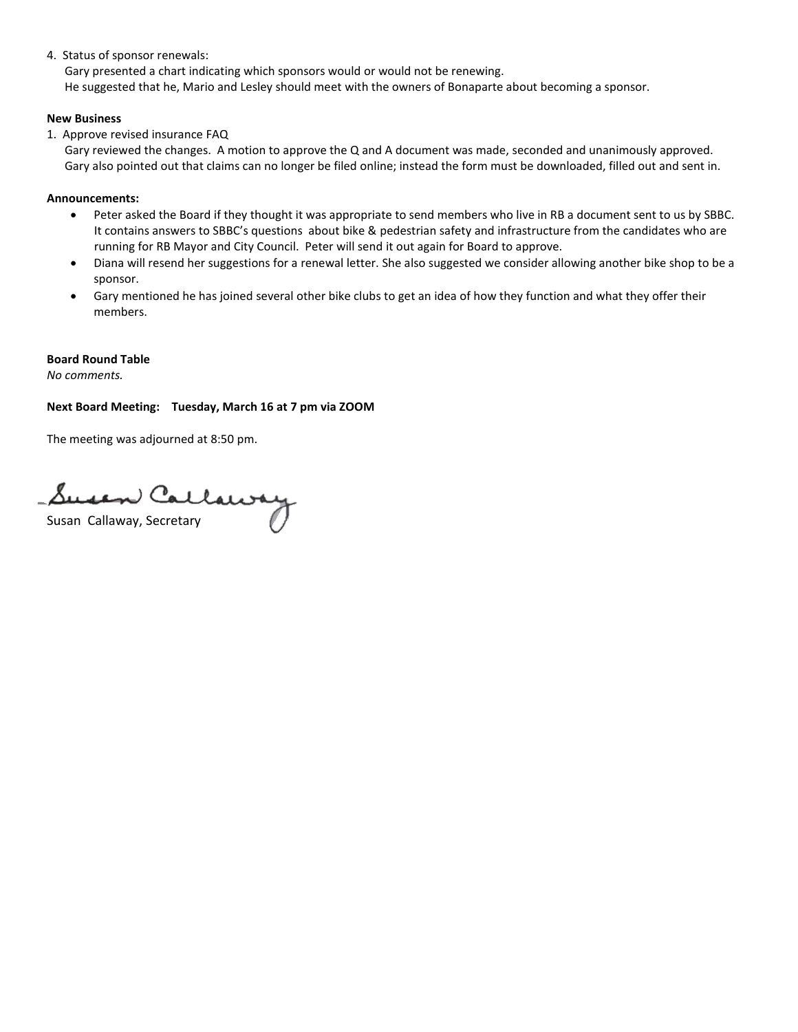4. Status of sponsor renewals:
   Gary presented a chart indicating which sponsors would or would not be renewing.
   He suggested that he, Mario and Lesley should meet with the owners of Bonaparte about becoming a sponsor.

**New Business**

1. Approve revised insurance FAQ
   Gary reviewed the changes. A motion to approve the Q and A document was made, seconded and unanimously approved.
   Gary also pointed out that claims can no longer be filed online; instead the form must be downloaded, filled out and sent in.

**Announcements:**

- Peter asked the Board if they thought it was appropriate to send members who live in RB a document sent to us by SBBC. It contains answers to SBBC's questions about bike & pedestrian safety and infrastructure from the candidates who are running for RB Mayor and City Council. Peter will send it out again for Board to approve.
- Diana will resend her suggestions for a renewal letter. She also suggested we consider allowing another bike shop to be a sponsor.
- Gary mentioned he has joined several other bike clubs to get an idea of how they function and what they offer their members.

**Board Round Table**

*No comments.*

**Next Board Meeting: Tuesday, March 16 at 7 pm via ZOOM**

The meeting was adjourned at 8:50 pm.

Susan Callaway

Susan Callaway, Secretary